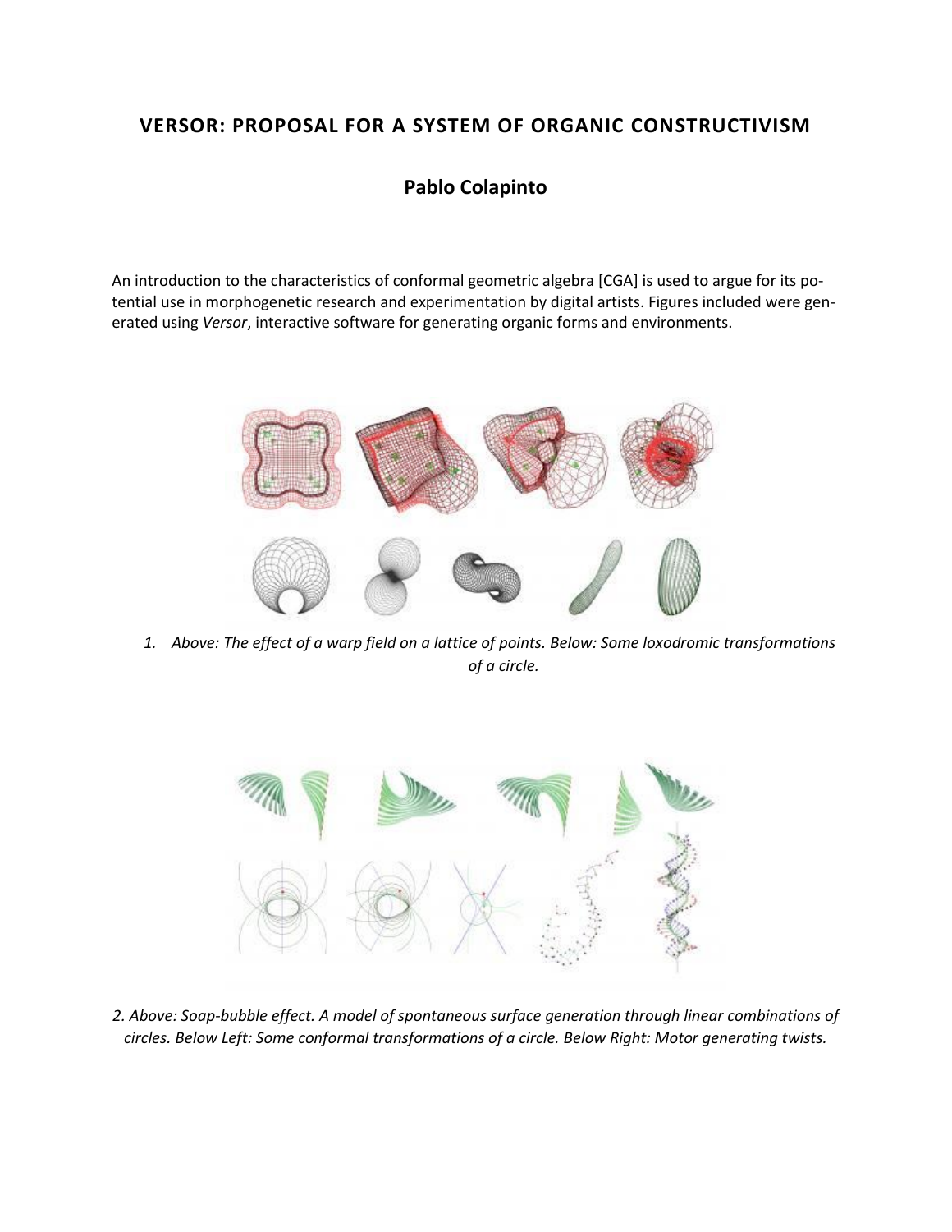# VERSOR: PROPOSAL FOR A SYSTEM OF ORGANIC CONSTRUCTIVISM

## Pablo Colapinto

An introduction to the characteristics of conformal geometric algebra [CGA] is used to argue for its potential use in morphogenetic research and experimentation by digital artists. Figures included were generated using *Versor*, interactive software for generating organic forms and environments.

*1. Above: The effect of a warp field on a lattice of points. Below: Some loxodromic transformations of a circle.*

*2. Above: Soap-bubble effect. A model of spontaneous surface generation through linear combinations of circles. Below Left: Some conformal transformations of a circle. Below Right: Motor generating twists.*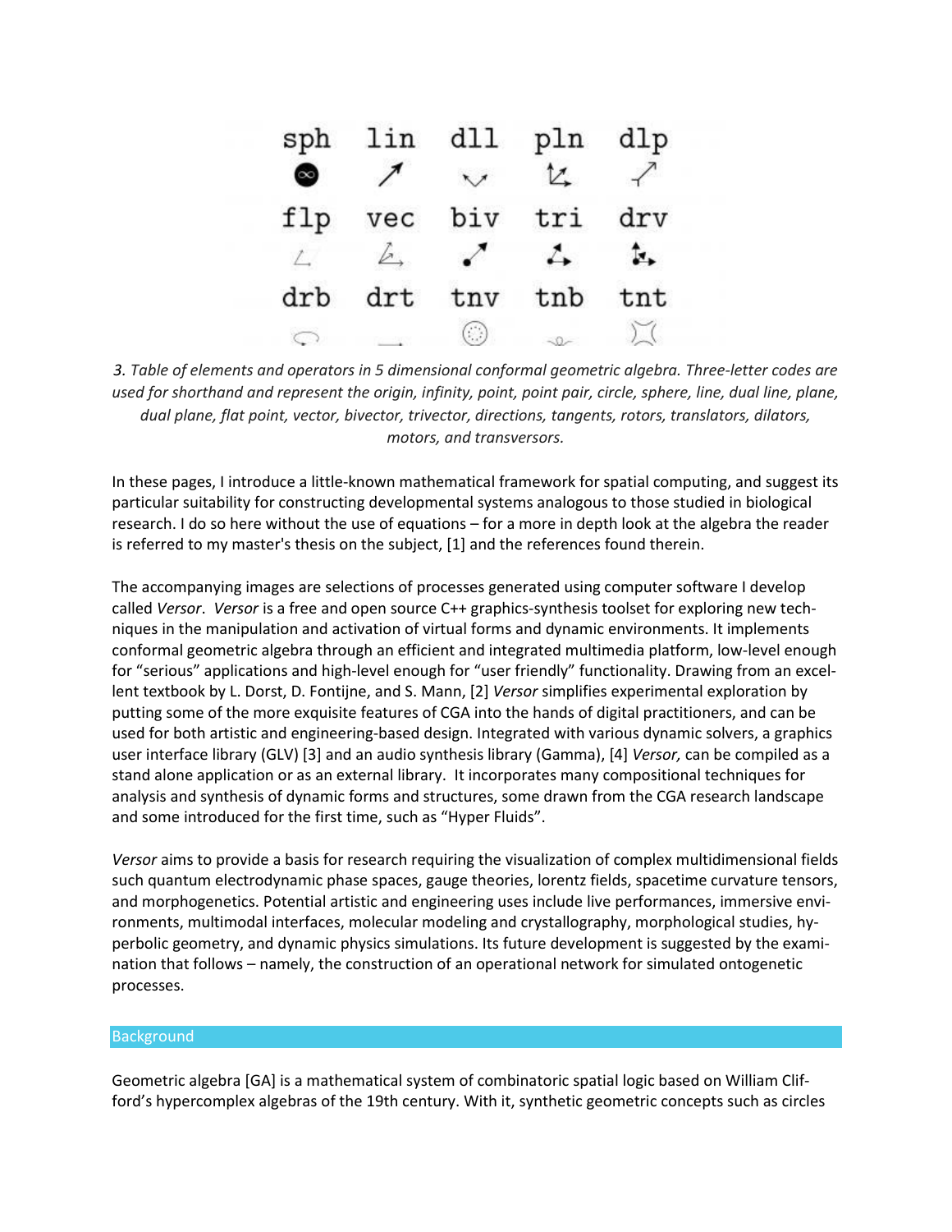| sph | lin | dll | pln | dlp |
|---|---|---|---|---|
| flp | vec | biv | tri | drv |
| drb | drt | tnv | tnb | tnt |

*3. Table of elements and operators in 5 dimensional conformal geometric algebra. Three-letter codes are used for shorthand and represent the origin, infinity, point, point pair, circle, sphere, line, dual line, plane, dual plane, flat point, vector, bivector, trivector, directions, tangents, rotors, translators, dilators, motors, and transversors.*

In these pages, I introduce a little-known mathematical framework for spatial computing, and suggest its particular suitability for constructing developmental systems analogous to those studied in biological research. I do so here without the use of equations – for a more in depth look at the algebra the reader is referred to my master's thesis on the subject, [1] and the references found therein.

The accompanying images are selections of processes generated using computer software I develop called *Versor*. *Versor* is a free and open source C++ graphics-synthesis toolset for exploring new techniques in the manipulation and activation of virtual forms and dynamic environments. It implements conformal geometric algebra through an efficient and integrated multimedia platform, low-level enough for "serious" applications and high-level enough for "user friendly" functionality. Drawing from an excellent textbook by L. Dorst, D. Fontijne, and S. Mann, [2] *Versor* simplifies experimental exploration by putting some of the more exquisite features of CGA into the hands of digital practitioners, and can be used for both artistic and engineering-based design. Integrated with various dynamic solvers, a graphics user interface library (GLV) [3] and an audio synthesis library (Gamma), [4] *Versor,* can be compiled as a stand alone application or as an external library. It incorporates many compositional techniques for analysis and synthesis of dynamic forms and structures, some drawn from the CGA research landscape and some introduced for the first time, such as "Hyper Fluids".

*Versor* aims to provide a basis for research requiring the visualization of complex multidimensional fields such quantum electrodynamic phase spaces, gauge theories, lorentz fields, spacetime curvature tensors, and morphogenetics. Potential artistic and engineering uses include live performances, immersive environments, multimodal interfaces, molecular modeling and crystallography, morphological studies, hyperbolic geometry, and dynamic physics simulations. Its future development is suggested by the examination that follows – namely, the construction of an operational network for simulated ontogenetic processes.

## Background

Geometric algebra [GA] is a mathematical system of combinatoric spatial logic based on William Clifford's hypercomplex algebras of the 19th century. With it, synthetic geometric concepts such as circles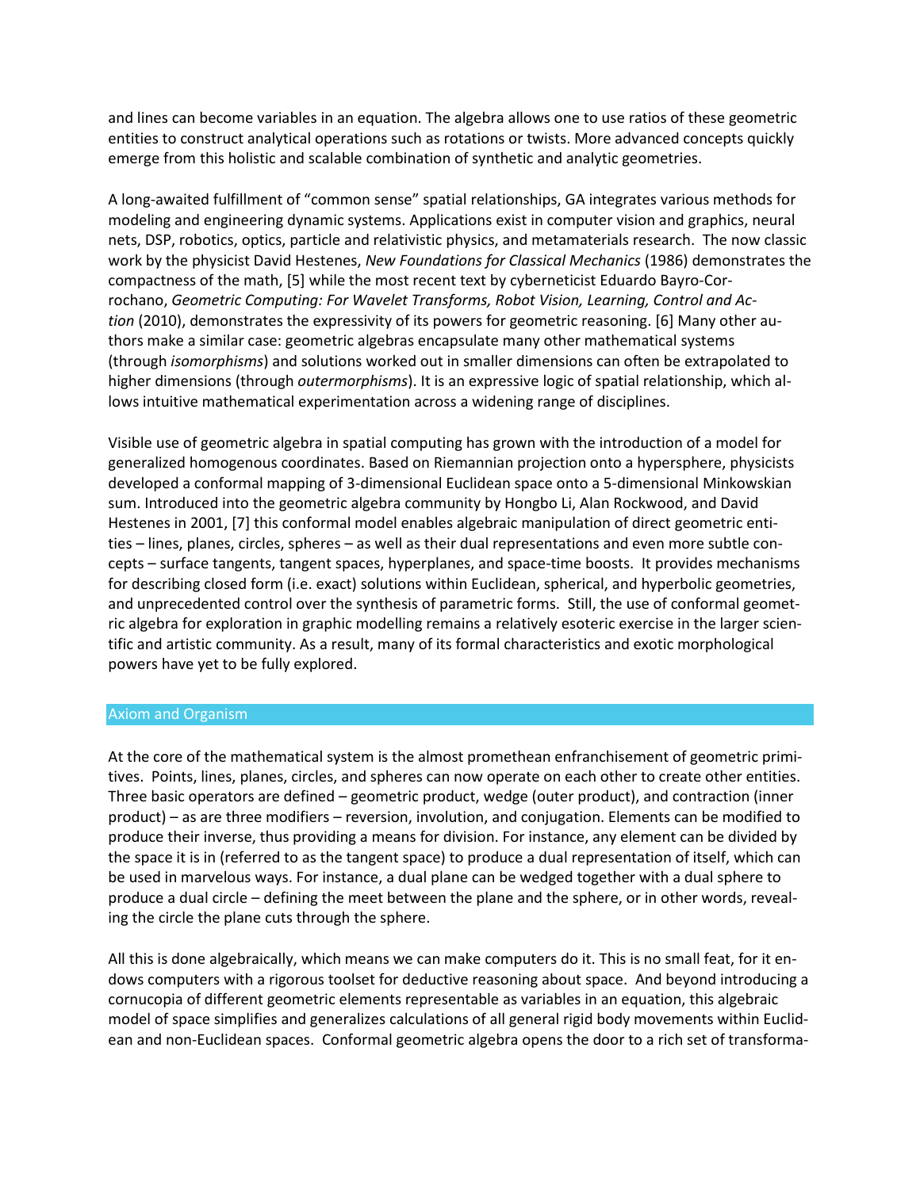and lines can become variables in an equation. The algebra allows one to use ratios of these geometric entities to construct analytical operations such as rotations or twists. More advanced concepts quickly emerge from this holistic and scalable combination of synthetic and analytic geometries.

A long-awaited fulfillment of "common sense" spatial relationships, GA integrates various methods for modeling and engineering dynamic systems. Applications exist in computer vision and graphics, neural nets, DSP, robotics, optics, particle and relativistic physics, and metamaterials research. The now classic work by the physicist David Hestenes, *New Foundations for Classical Mechanics* (1986) demonstrates the compactness of the math, [5] while the most recent text by cyberneticist Eduardo Bayro-Corrochano, *Geometric Computing: For Wavelet Transforms, Robot Vision, Learning, Control and Action* (2010), demonstrates the expressivity of its powers for geometric reasoning. [6] Many other authors make a similar case: geometric algebras encapsulate many other mathematical systems (through *isomorphisms*) and solutions worked out in smaller dimensions can often be extrapolated to higher dimensions (through *outermorphisms*). It is an expressive logic of spatial relationship, which allows intuitive mathematical experimentation across a widening range of disciplines.

Visible use of geometric algebra in spatial computing has grown with the introduction of a model for generalized homogenous coordinates. Based on Riemannian projection onto a hypersphere, physicists developed a conformal mapping of 3-dimensional Euclidean space onto a 5-dimensional Minkowskian sum. Introduced into the geometric algebra community by Hongbo Li, Alan Rockwood, and David Hestenes in 2001, [7] this conformal model enables algebraic manipulation of direct geometric entities – lines, planes, circles, spheres – as well as their dual representations and even more subtle concepts – surface tangents, tangent spaces, hyperplanes, and space-time boosts. It provides mechanisms for describing closed form (i.e. exact) solutions within Euclidean, spherical, and hyperbolic geometries, and unprecedented control over the synthesis of parametric forms. Still, the use of conformal geometric algebra for exploration in graphic modelling remains a relatively esoteric exercise in the larger scientific and artistic community. As a result, many of its formal characteristics and exotic morphological powers have yet to be fully explored.

## Axiom and Organism

At the core of the mathematical system is the almost promethean enfranchisement of geometric primitives. Points, lines, planes, circles, and spheres can now operate on each other to create other entities. Three basic operators are defined – geometric product, wedge (outer product), and contraction (inner product) – as are three modifiers – reversion, involution, and conjugation. Elements can be modified to produce their inverse, thus providing a means for division. For instance, any element can be divided by the space it is in (referred to as the tangent space) to produce a dual representation of itself, which can be used in marvelous ways. For instance, a dual plane can be wedged together with a dual sphere to produce a dual circle – defining the meet between the plane and the sphere, or in other words, revealing the circle the plane cuts through the sphere.

All this is done algebraically, which means we can make computers do it. This is no small feat, for it endows computers with a rigorous toolset for deductive reasoning about space. And beyond introducing a cornucopia of different geometric elements representable as variables in an equation, this algebraic model of space simplifies and generalizes calculations of all general rigid body movements within Euclidean and non-Euclidean spaces. Conformal geometric algebra opens the door to a rich set of transforma-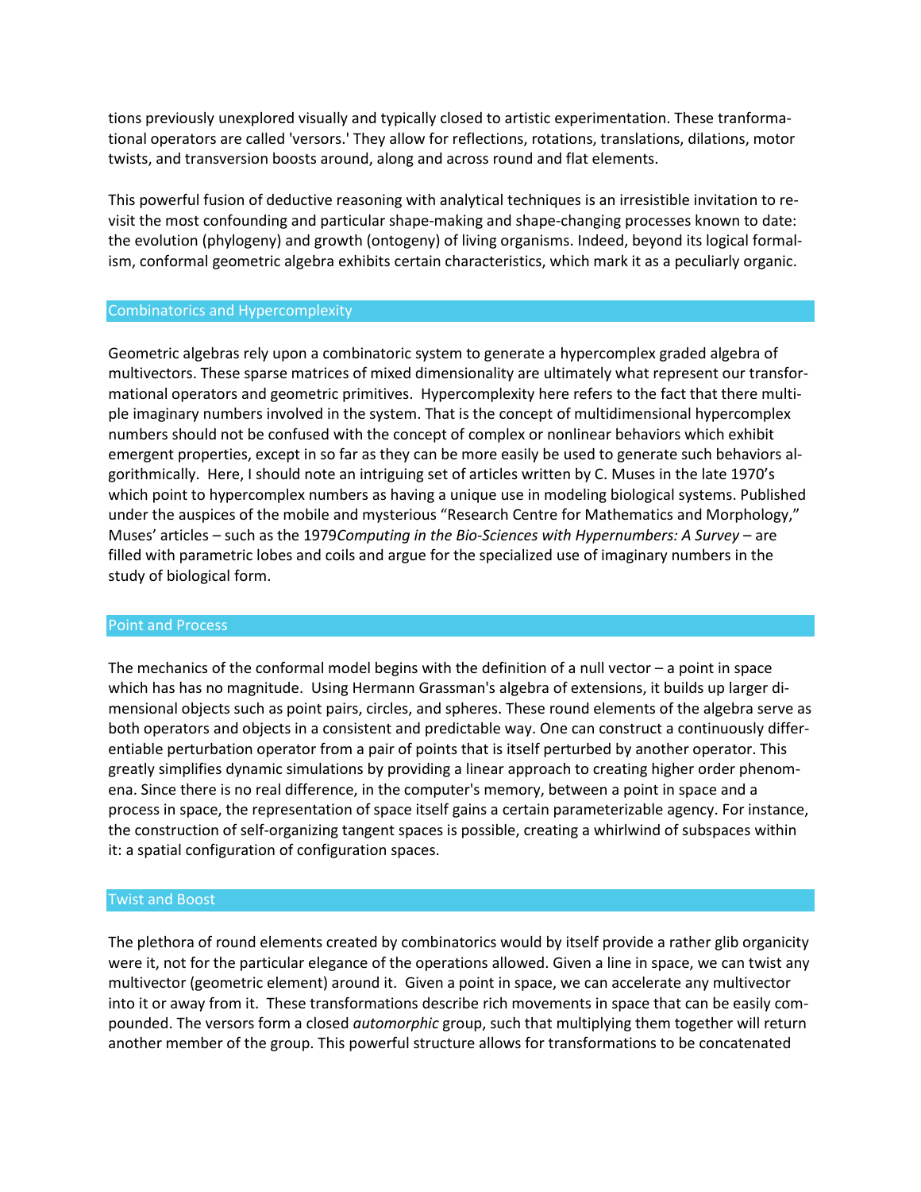tions previously unexplored visually and typically closed to artistic experimentation. These tranformational operators are called 'versors.' They allow for reflections, rotations, translations, dilations, motor twists, and transversion boosts around, along and across round and flat elements.

This powerful fusion of deductive reasoning with analytical techniques is an irresistible invitation to revisit the most confounding and particular shape-making and shape-changing processes known to date: the evolution (phylogeny) and growth (ontogeny) of living organisms. Indeed, beyond its logical formalism, conformal geometric algebra exhibits certain characteristics, which mark it as a peculiarly organic.

## Combinatorics and Hypercomplexity

Geometric algebras rely upon a combinatoric system to generate a hypercomplex graded algebra of multivectors. These sparse matrices of mixed dimensionality are ultimately what represent our transformational operators and geometric primitives. Hypercomplexity here refers to the fact that there multiple imaginary numbers involved in the system. That is the concept of multidimensional hypercomplex numbers should not be confused with the concept of complex or nonlinear behaviors which exhibit emergent properties, except in so far as they can be more easily be used to generate such behaviors algorithmically. Here, I should note an intriguing set of articles written by C. Muses in the late 1970's which point to hypercomplex numbers as having a unique use in modeling biological systems. Published under the auspices of the mobile and mysterious "Research Centre for Mathematics and Morphology," Muses' articles – such as the 1979*Computing in the Bio-Sciences with Hypernumbers: A Survey* – are filled with parametric lobes and coils and argue for the specialized use of imaginary numbers in the study of biological form.

## Point and Process

The mechanics of the conformal model begins with the definition of a null vector – a point in space which has has no magnitude. Using Hermann Grassman's algebra of extensions, it builds up larger dimensional objects such as point pairs, circles, and spheres. These round elements of the algebra serve as both operators and objects in a consistent and predictable way. One can construct a continuously differentiable perturbation operator from a pair of points that is itself perturbed by another operator. This greatly simplifies dynamic simulations by providing a linear approach to creating higher order phenomena. Since there is no real difference, in the computer's memory, between a point in space and a process in space, the representation of space itself gains a certain parameterizable agency. For instance, the construction of self-organizing tangent spaces is possible, creating a whirlwind of subspaces within it: a spatial configuration of configuration spaces.

## Twist and Boost

The plethora of round elements created by combinatorics would by itself provide a rather glib organicity were it, not for the particular elegance of the operations allowed. Given a line in space, we can twist any multivector (geometric element) around it. Given a point in space, we can accelerate any multivector into it or away from it. These transformations describe rich movements in space that can be easily compounded. The versors form a closed *automorphic* group, such that multiplying them together will return another member of the group. This powerful structure allows for transformations to be concatenated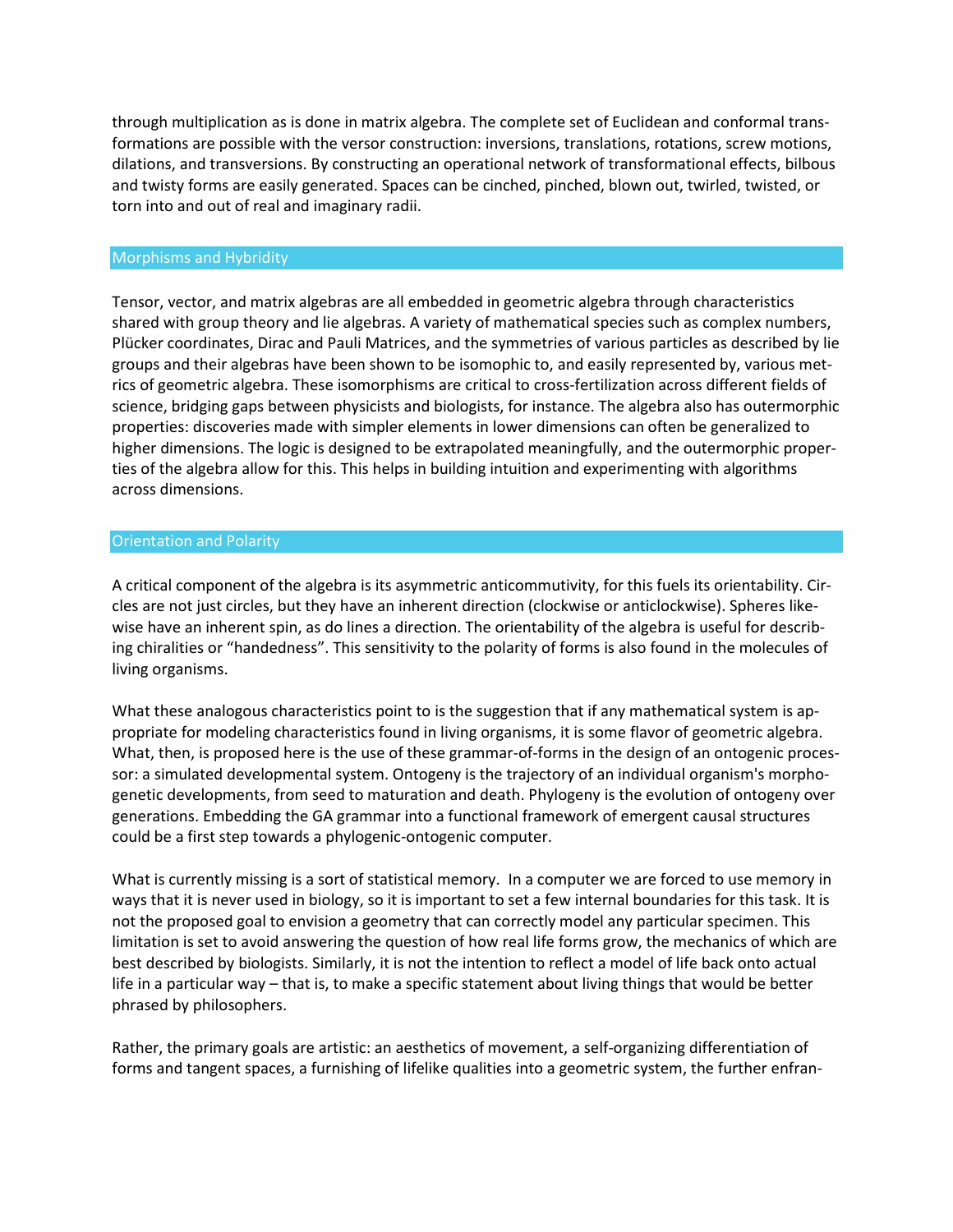through multiplication as is done in matrix algebra. The complete set of Euclidean and conformal transformations are possible with the versor construction: inversions, translations, rotations, screw motions, dilations, and transversions. By constructing an operational network of transformational effects, bilbous and twisty forms are easily generated. Spaces can be cinched, pinched, blown out, twirled, twisted, or torn into and out of real and imaginary radii.

## Morphisms and Hybridity

Tensor, vector, and matrix algebras are all embedded in geometric algebra through characteristics shared with group theory and lie algebras. A variety of mathematical species such as complex numbers, Plücker coordinates, Dirac and Pauli Matrices, and the symmetries of various particles as described by lie groups and their algebras have been shown to be isomophic to, and easily represented by, various metrics of geometric algebra. These isomorphisms are critical to cross-fertilization across different fields of science, bridging gaps between physicists and biologists, for instance. The algebra also has outermorphic properties: discoveries made with simpler elements in lower dimensions can often be generalized to higher dimensions. The logic is designed to be extrapolated meaningfully, and the outermorphic properties of the algebra allow for this. This helps in building intuition and experimenting with algorithms across dimensions.

## Orientation and Polarity

A critical component of the algebra is its asymmetric anticommutivity, for this fuels its orientability. Circles are not just circles, but they have an inherent direction (clockwise or anticlockwise). Spheres likewise have an inherent spin, as do lines a direction. The orientability of the algebra is useful for describing chiralities or "handedness". This sensitivity to the polarity of forms is also found in the molecules of living organisms.

What these analogous characteristics point to is the suggestion that if any mathematical system is appropriate for modeling characteristics found in living organisms, it is some flavor of geometric algebra. What, then, is proposed here is the use of these grammar-of-forms in the design of an ontogenic processor: a simulated developmental system. Ontogeny is the trajectory of an individual organism's morphogenetic developments, from seed to maturation and death. Phylogeny is the evolution of ontogeny over generations. Embedding the GA grammar into a functional framework of emergent causal structures could be a first step towards a phylogenic-ontogenic computer.

What is currently missing is a sort of statistical memory. In a computer we are forced to use memory in ways that it is never used in biology, so it is important to set a few internal boundaries for this task. It is not the proposed goal to envision a geometry that can correctly model any particular specimen. This limitation is set to avoid answering the question of how real life forms grow, the mechanics of which are best described by biologists. Similarly, it is not the intention to reflect a model of life back onto actual life in a particular way – that is, to make a specific statement about living things that would be better phrased by philosophers.

Rather, the primary goals are artistic: an aesthetics of movement, a self-organizing differentiation of forms and tangent spaces, a furnishing of lifelike qualities into a geometric system, the further enfran-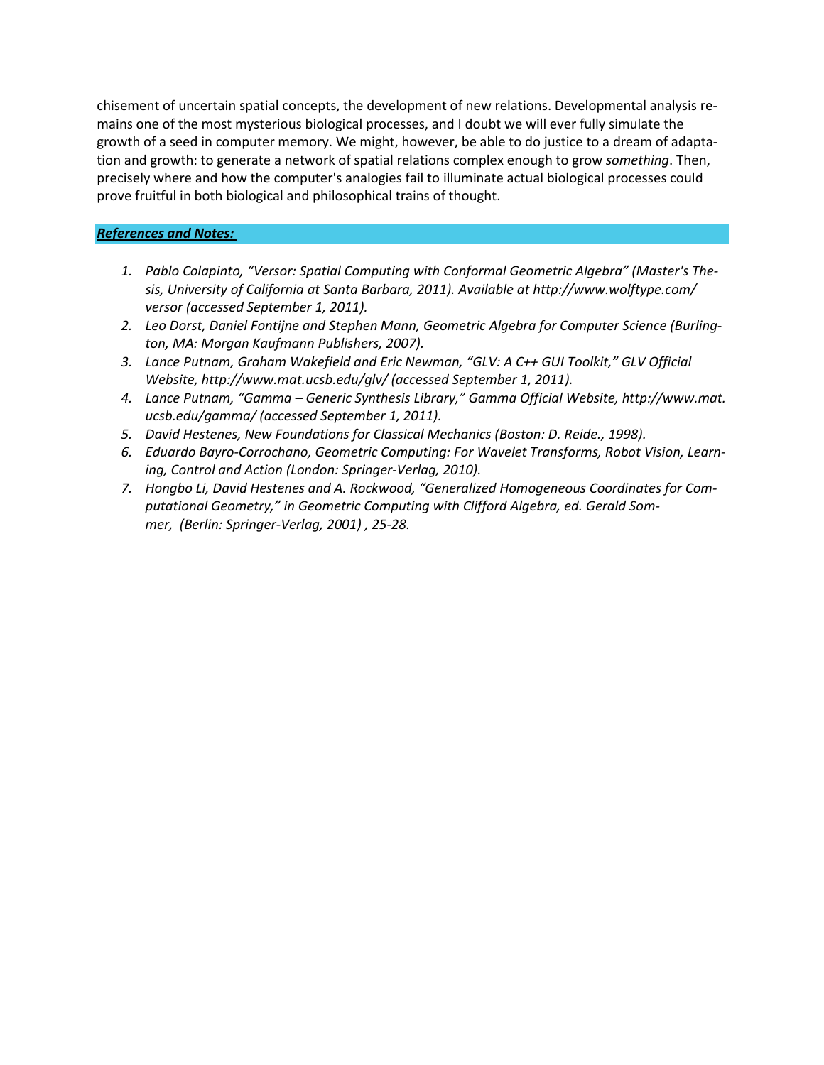chisement of uncertain spatial concepts, the development of new relations. Developmental analysis remains one of the most mysterious biological processes, and I doubt we will ever fully simulate the growth of a seed in computer memory. We might, however, be able to do justice to a dream of adaptation and growth: to generate a network of spatial relations complex enough to grow *something*. Then, precisely where and how the computer's analogies fail to illuminate actual biological processes could prove fruitful in both biological and philosophical trains of thought.

***References and Notes:***

1. *Pablo Colapinto, "Versor: Spatial Computing with Conformal Geometric Algebra" (Master's Thesis, University of California at Santa Barbara, 2011). Available at http://www.wolftype.com/versor (accessed September 1, 2011).*
2. *Leo Dorst, Daniel Fontijne and Stephen Mann, Geometric Algebra for Computer Science (Burlington, MA: Morgan Kaufmann Publishers, 2007).*
3. *Lance Putnam, Graham Wakefield and Eric Newman, "GLV: A C++ GUI Toolkit," GLV Official Website, http://www.mat.ucsb.edu/glv/ (accessed September 1, 2011).*
4. *Lance Putnam, "Gamma – Generic Synthesis Library," Gamma Official Website, http://www.mat.ucsb.edu/gamma/ (accessed September 1, 2011).*
5. *David Hestenes, New Foundations for Classical Mechanics (Boston: D. Reide., 1998).*
6. *Eduardo Bayro-Corrochano, Geometric Computing: For Wavelet Transforms, Robot Vision, Learning, Control and Action (London: Springer-Verlag, 2010).*
7. *Hongbo Li, David Hestenes and A. Rockwood, "Generalized Homogeneous Coordinates for Computational Geometry," in Geometric Computing with Clifford Algebra, ed. Gerald Sommer, (Berlin: Springer-Verlag, 2001) , 25-28.*